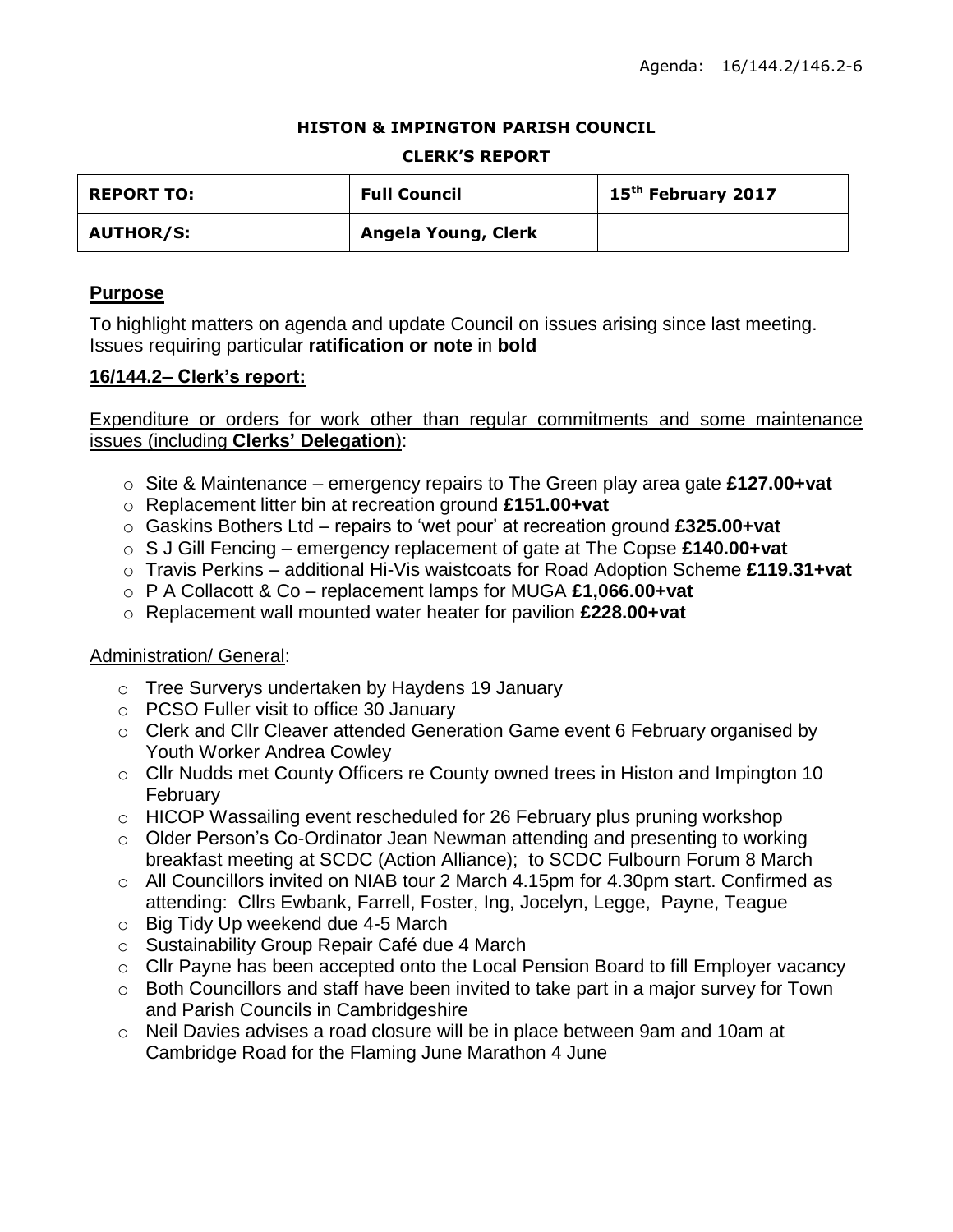Agenda: 16/144.2/146.2-6

**HISTON & IMPINGTON PARISH COUNCIL**

**CLERK'S REPORT**

| | | |
|---|---|---|
| **REPORT TO:** | **Full Council** | **15th February 2017** |
| **AUTHOR/S:** | **Angela Young, Clerk** | |

## Purpose

To highlight matters on agenda and update Council on issues arising since last meeting. Issues requiring particular **ratification or note** in **bold**

## 16/144.2– Clerk's report:

Expenditure or orders for work other than regular commitments and some maintenance issues (including **Clerks' Delegation**):

- Site & Maintenance – emergency repairs to The Green play area gate **£127.00+vat**
- Replacement litter bin at recreation ground **£151.00+vat**
- Gaskins Bothers Ltd – repairs to 'wet pour' at recreation ground **£325.00+vat**
- S J Gill Fencing – emergency replacement of gate at The Copse **£140.00+vat**
- Travis Perkins – additional Hi-Vis waistcoats for Road Adoption Scheme **£119.31+vat**
- P A Collacott & Co – replacement lamps for MUGA **£1,066.00+vat**
- Replacement wall mounted water heater for pavilion **£228.00+vat**

Administration/ General:

- Tree Surverys undertaken by Haydens 19 January
- PCSO Fuller visit to office 30 January
- Clerk and Cllr Cleaver attended Generation Game event 6 February organised by Youth Worker Andrea Cowley
- Cllr Nudds met County Officers re County owned trees in Histon and Impington 10 February
- HICOP Wassailing event rescheduled for 26 February plus pruning workshop
- Older Person's Co-Ordinator Jean Newman attending and presenting to working breakfast meeting at SCDC (Action Alliance); to SCDC Fulbourn Forum 8 March
- All Councillors invited on NIAB tour 2 March 4.15pm for 4.30pm start. Confirmed as attending: Cllrs Ewbank, Farrell, Foster, Ing, Jocelyn, Legge, Payne, Teague
- Big Tidy Up weekend due 4-5 March
- Sustainability Group Repair Café due 4 March
- Cllr Payne has been accepted onto the Local Pension Board to fill Employer vacancy
- Both Councillors and staff have been invited to take part in a major survey for Town and Parish Councils in Cambridgeshire
- Neil Davies advises a road closure will be in place between 9am and 10am at Cambridge Road for the Flaming June Marathon 4 June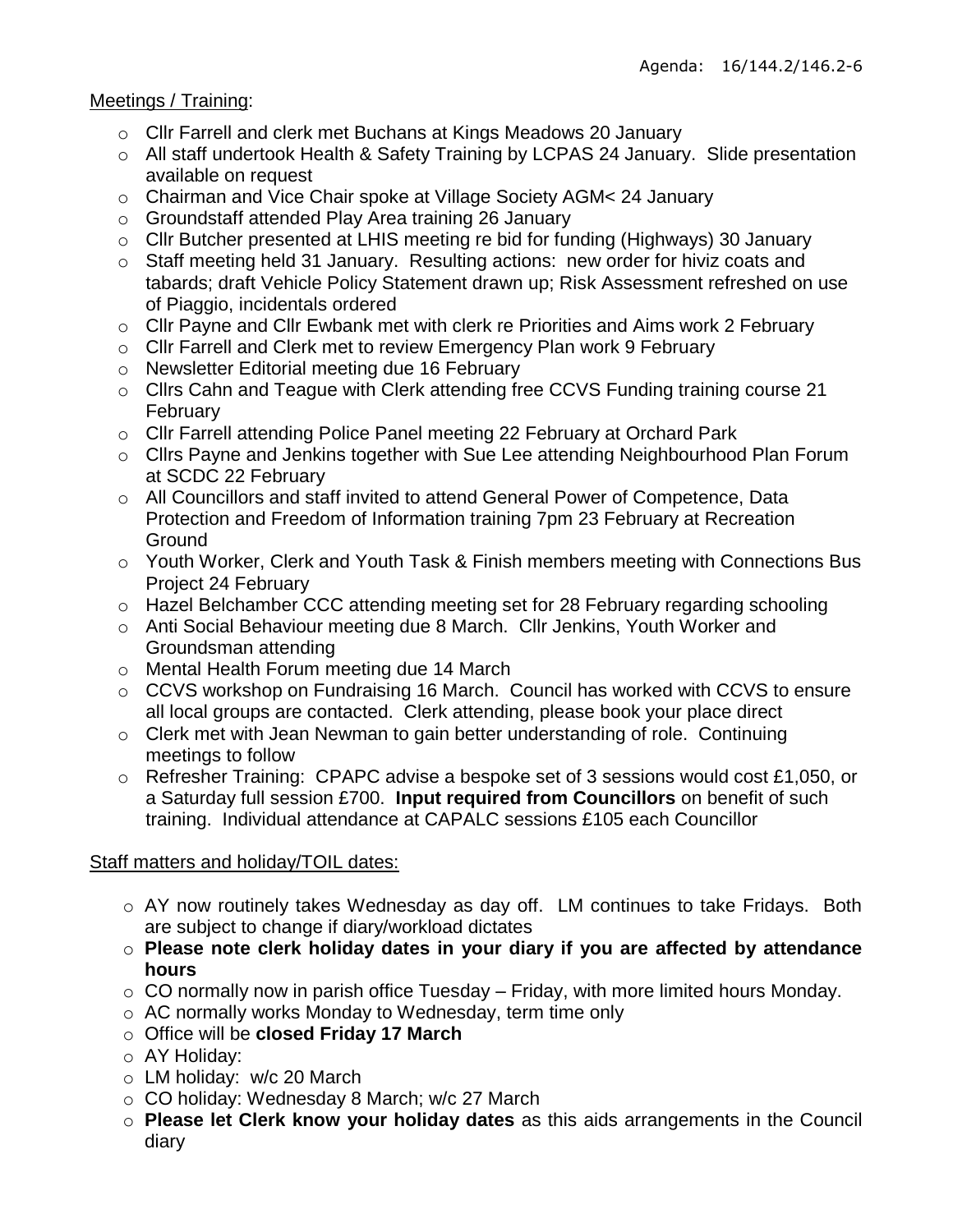Agenda: 16/144.2/146.2-6

Meetings / Training:

- Cllr Farrell and clerk met Buchans at Kings Meadows 20 January
- All staff undertook Health & Safety Training by LCPAS 24 January. Slide presentation available on request
- Chairman and Vice Chair spoke at Village Society AGM< 24 January
- Groundstaff attended Play Area training 26 January
- Cllr Butcher presented at LHIS meeting re bid for funding (Highways) 30 January
- Staff meeting held 31 January. Resulting actions: new order for hiviz coats and tabards; draft Vehicle Policy Statement drawn up; Risk Assessment refreshed on use of Piaggio, incidentals ordered
- Cllr Payne and Cllr Ewbank met with clerk re Priorities and Aims work 2 February
- Cllr Farrell and Clerk met to review Emergency Plan work 9 February
- Newsletter Editorial meeting due 16 February
- Cllrs Cahn and Teague with Clerk attending free CCVS Funding training course 21 February
- Cllr Farrell attending Police Panel meeting 22 February at Orchard Park
- Cllrs Payne and Jenkins together with Sue Lee attending Neighbourhood Plan Forum at SCDC 22 February
- All Councillors and staff invited to attend General Power of Competence, Data Protection and Freedom of Information training 7pm 23 February at Recreation Ground
- Youth Worker, Clerk and Youth Task & Finish members meeting with Connections Bus Project 24 February
- Hazel Belchamber CCC attending meeting set for 28 February regarding schooling
- Anti Social Behaviour meeting due 8 March. Cllr Jenkins, Youth Worker and Groundsman attending
- Mental Health Forum meeting due 14 March
- CCVS workshop on Fundraising 16 March. Council has worked with CCVS to ensure all local groups are contacted. Clerk attending, please book your place direct
- Clerk met with Jean Newman to gain better understanding of role. Continuing meetings to follow
- Refresher Training: CPAPC advise a bespoke set of 3 sessions would cost £1,050, or a Saturday full session £700. **Input required from Councillors** on benefit of such training. Individual attendance at CAPALC sessions £105 each Councillor

Staff matters and holiday/TOIL dates:

- AY now routinely takes Wednesday as day off. LM continues to take Fridays. Both are subject to change if diary/workload dictates
- **Please note clerk holiday dates in your diary if you are affected by attendance hours**
- CO normally now in parish office Tuesday – Friday, with more limited hours Monday.
- AC normally works Monday to Wednesday, term time only
- Office will be **closed Friday 17 March**
- AY Holiday:
- LM holiday: w/c 20 March
- CO holiday: Wednesday 8 March; w/c 27 March
- **Please let Clerk know your holiday dates** as this aids arrangements in the Council diary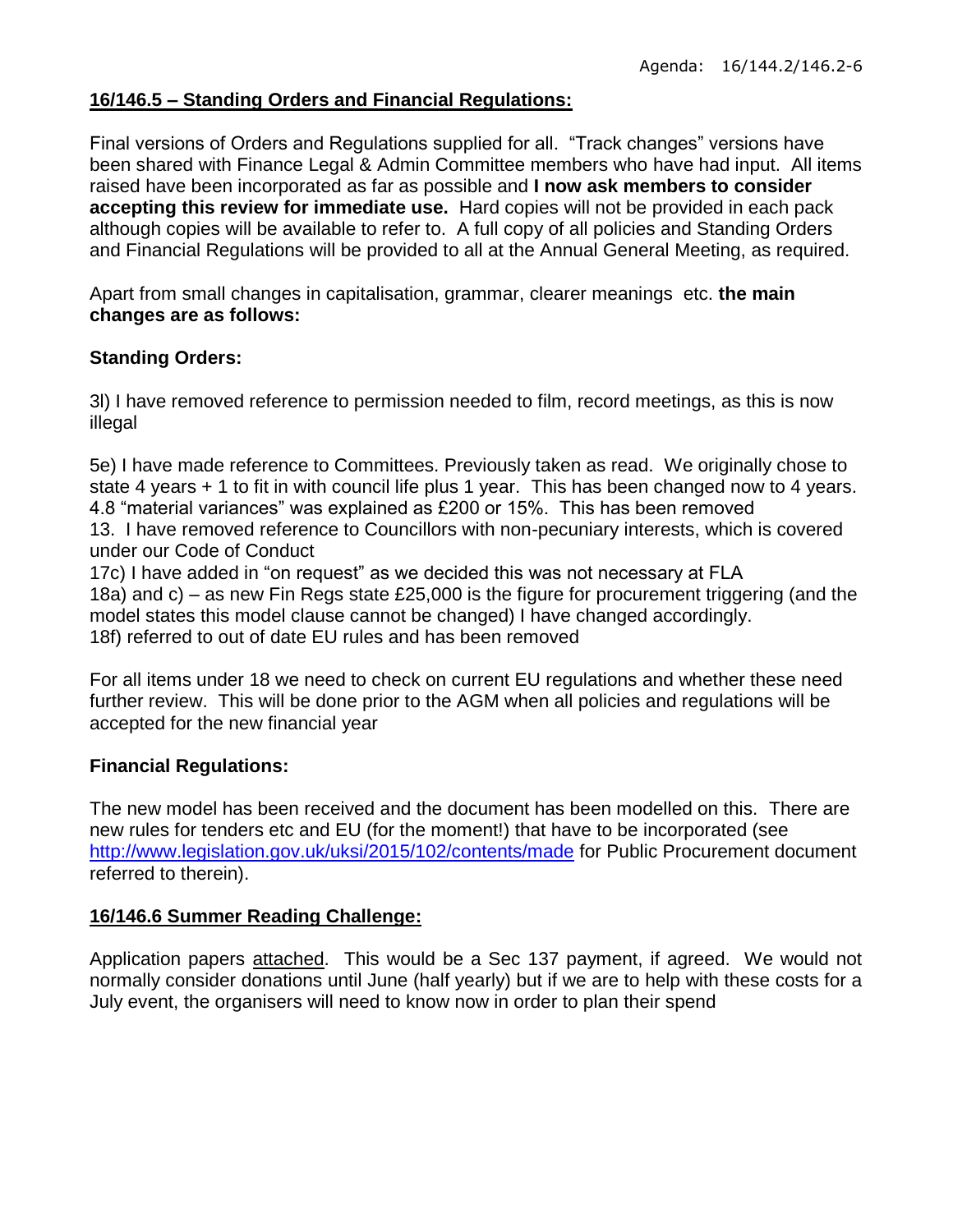Agenda: 16/144.2/146.2-6

**<u>16/146.5 – Standing Orders and Financial Regulations:</u>**

Final versions of Orders and Regulations supplied for all. "Track changes" versions have been shared with Finance Legal & Admin Committee members who have had input. All items raised have been incorporated as far as possible and **I now ask members to consider accepting this review for immediate use.** Hard copies will not be provided in each pack although copies will be available to refer to. A full copy of all policies and Standing Orders and Financial Regulations will be provided to all at the Annual General Meeting, as required.

Apart from small changes in capitalisation, grammar, clearer meanings etc. **the main changes are as follows:**

**Standing Orders:**

3l) I have removed reference to permission needed to film, record meetings, as this is now illegal

5e) I have made reference to Committees. Previously taken as read. We originally chose to state 4 years + 1 to fit in with council life plus 1 year. This has been changed now to 4 years.
4.8 "material variances" was explained as £200 or 15%. This has been removed
13. I have removed reference to Councillors with non-pecuniary interests, which is covered under our Code of Conduct
17c) I have added in "on request" as we decided this was not necessary at FLA
18a) and c) – as new Fin Regs state £25,000 is the figure for procurement triggering (and the model states this model clause cannot be changed) I have changed accordingly.
18f) referred to out of date EU rules and has been removed

For all items under 18 we need to check on current EU regulations and whether these need further review. This will be done prior to the AGM when all policies and regulations will be accepted for the new financial year

**Financial Regulations:**

The new model has been received and the document has been modelled on this. There are new rules for tenders etc and EU (for the moment!) that have to be incorporated (see http://www.legislation.gov.uk/uksi/2015/102/contents/made for Public Procurement document referred to therein).

**<u>16/146.6 Summer Reading Challenge:</u>**

Application papers <u>attached</u>. This would be a Sec 137 payment, if agreed. We would not normally consider donations until June (half yearly) but if we are to help with these costs for a July event, the organisers will need to know now in order to plan their spend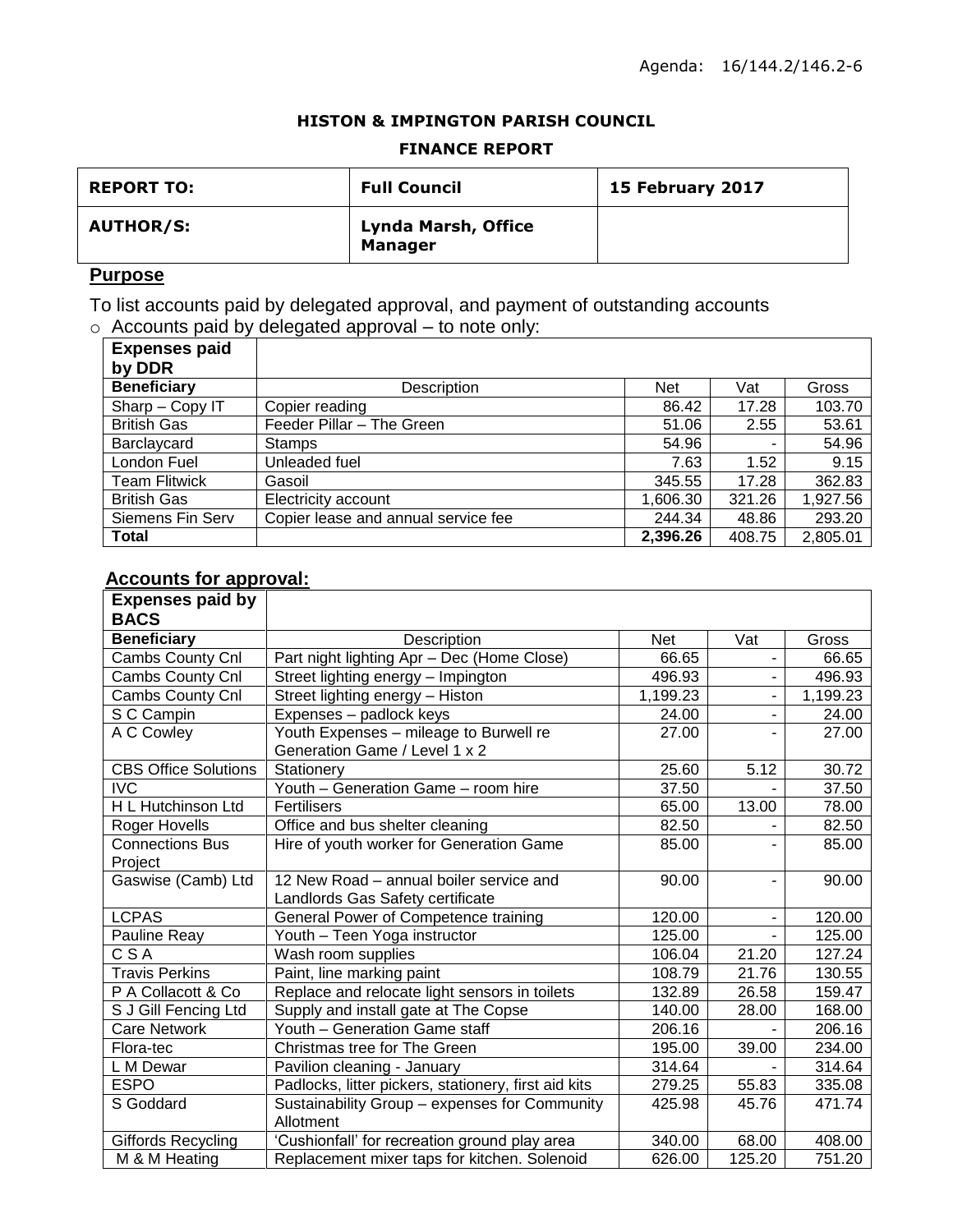Agenda: 16/144.2/146.2-6

**HISTON & IMPINGTON PARISH COUNCIL**

**FINANCE REPORT**

| | | |
|---|---|---|
| **REPORT TO:** | **Full Council** | **15 February 2017** |
| **AUTHOR/S:** | **Lynda Marsh, Office Manager** | |

## Purpose

To list accounts paid by delegated approval, and payment of outstanding accounts

- Accounts paid by delegated approval – to note only:

| **Expenses paid by DDR** | | | | |
|---|---|---|---|---|
| **Beneficiary** | Description | Net | Vat | Gross |
| Sharp – Copy IT | Copier reading | 86.42 | 17.28 | 103.70 |
| British Gas | Feeder Pillar – The Green | 51.06 | 2.55 | 53.61 |
| Barclaycard | Stamps | 54.96 | - | 54.96 |
| London Fuel | Unleaded fuel | 7.63 | 1.52 | 9.15 |
| Team Flitwick | Gasoil | 345.55 | 17.28 | 362.83 |
| British Gas | Electricity account | 1,606.30 | 321.26 | 1,927.56 |
| Siemens Fin Serv | Copier lease and annual service fee | 244.34 | 48.86 | 293.20 |
| **Total** | | **2,396.26** | 408.75 | 2,805.01 |

## Accounts for approval:

| **Expenses paid by BACS** | | | | |
|---|---|---|---|---|
| **Beneficiary** | Description | Net | Vat | Gross |
| Cambs County Cnl | Part night lighting Apr – Dec (Home Close) | 66.65 | - | 66.65 |
| Cambs County Cnl | Street lighting energy – Impington | 496.93 | - | 496.93 |
| Cambs County Cnl | Street lighting energy – Histon | 1,199.23 | - | 1,199.23 |
| S C Campin | Expenses – padlock keys | 24.00 | - | 24.00 |
| A C Cowley | Youth Expenses – mileage to Burwell re Generation Game / Level 1 x 2 | 27.00 | - | 27.00 |
| CBS Office Solutions | Stationery | 25.60 | 5.12 | 30.72 |
| IVC | Youth – Generation Game – room hire | 37.50 | - | 37.50 |
| H L Hutchinson Ltd | Fertilisers | 65.00 | 13.00 | 78.00 |
| Roger Hovells | Office and bus shelter cleaning | 82.50 | - | 82.50 |
| Connections Bus Project | Hire of youth worker for Generation Game | 85.00 | - | 85.00 |
| Gaswise (Camb) Ltd | 12 New Road – annual boiler service and Landlords Gas Safety certificate | 90.00 | - | 90.00 |
| LCPAS | General Power of Competence training | 120.00 | - | 120.00 |
| Pauline Reay | Youth – Teen Yoga instructor | 125.00 | - | 125.00 |
| C S A | Wash room supplies | 106.04 | 21.20 | 127.24 |
| Travis Perkins | Paint, line marking paint | 108.79 | 21.76 | 130.55 |
| P A Collacott & Co | Replace and relocate light sensors in toilets | 132.89 | 26.58 | 159.47 |
| S J Gill Fencing Ltd | Supply and install gate at The Copse | 140.00 | 28.00 | 168.00 |
| Care Network | Youth – Generation Game staff | 206.16 | - | 206.16 |
| Flora-tec | Christmas tree for The Green | 195.00 | 39.00 | 234.00 |
| L M Dewar | Pavilion cleaning - January | 314.64 | - | 314.64 |
| ESPO | Padlocks, litter pickers, stationery, first aid kits | 279.25 | 55.83 | 335.08 |
| S Goddard | Sustainability Group – expenses for Community Allotment | 425.98 | 45.76 | 471.74 |
| Giffords Recycling | 'Cushionfall' for recreation ground play area | 340.00 | 68.00 | 408.00 |
| M & M Heating | Replacement mixer taps for kitchen. Solenoid | 626.00 | 125.20 | 751.20 |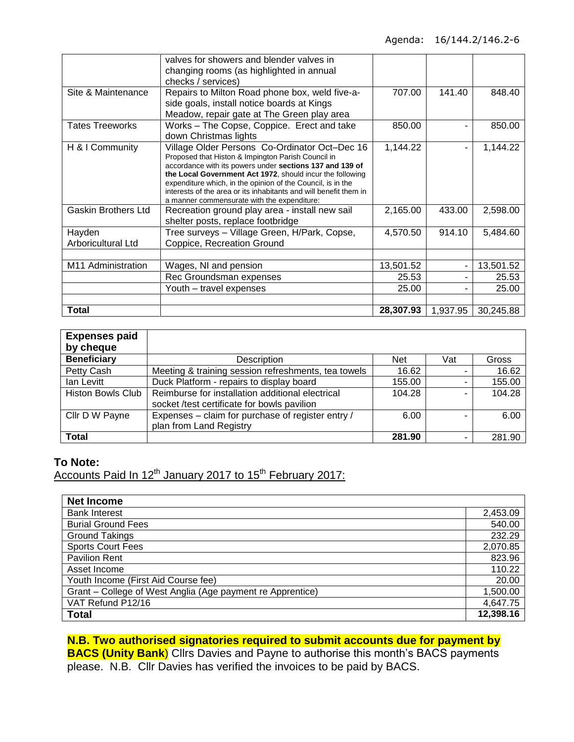| | | | | |
|---|---|---|---|---|
| | valves for showers and blender valves in changing rooms (as highlighted in annual checks / services) | | | |
| Site & Maintenance | Repairs to Milton Road phone box, weld five-a-side goals, install notice boards at Kings Meadow, repair gate at The Green play area | 707.00 | 141.40 | 848.40 |
| Tates Treeworks | Works – The Copse, Coppice. Erect and take down Christmas lights | 850.00 | - | 850.00 |
| H & I Community | Village Older Persons Co-Ordinator Oct–Dec 16 Proposed that Histon & Impington Parish Council in accordance with its powers under **sections 137 and 139 of the Local Government Act 1972**, should incur the following expenditure which, in the opinion of the Council, is in the interests of the area or its inhabitants and will benefit them in a manner commensurate with the expenditure: | 1,144.22 | - | 1,144.22 |
| Gaskin Brothers Ltd | Recreation ground play area - install new sail shelter posts, replace footbridge | 2,165.00 | 433.00 | 2,598.00 |
| Hayden Arboricultural Ltd | Tree surveys – Village Green, H/Park, Copse, Coppice, Recreation Ground | 4,570.50 | 914.10 | 5,484.60 |
| | | | | |
| M11 Administration | Wages, NI and pension | 13,501.52 | - | 13,501.52 |
| | Rec Groundsman expenses | 25.53 | - | 25.53 |
| | Youth – travel expenses | 25.00 | - | 25.00 |
| | | | | |
| **Total** | | **28,307.93** | 1,937.95 | 30,245.88 |

| **Expenses paid by cheque** | | | | |
|---|---|---|---|---|
| **Beneficiary** | Description | Net | Vat | Gross |
| Petty Cash | Meeting & training session refreshments, tea towels | 16.62 | - | 16.62 |
| Ian Levitt | Duck Platform - repairs to display board | 155.00 | - | 155.00 |
| Histon Bowls Club | Reimburse for installation additional electrical socket /test certificate for bowls pavilion | 104.28 | - | 104.28 |
| Cllr D W Payne | Expenses – claim for purchase of register entry / plan from Land Registry | 6.00 | - | 6.00 |
| **Total** | | **281.90** | - | 281.90 |

**To Note:**

Accounts Paid In 12th January 2017 to 15th February 2017:

| **Net Income** | |
|---|---|
| Bank Interest | 2,453.09 |
| Burial Ground Fees | 540.00 |
| Ground Takings | 232.29 |
| Sports Court Fees | 2,070.85 |
| Pavilion Rent | 823.96 |
| Asset Income | 110.22 |
| Youth Income (First Aid Course fee) | 20.00 |
| Grant – College of West Anglia (Age payment re Apprentice) | 1,500.00 |
| VAT Refund P12/16 | 4,647.75 |
| **Total** | **12,398.16** |

**N.B. Two authorised signatories required to submit accounts due for payment by BACS (Unity Bank**) Cllrs Davies and Payne to authorise this month's BACS payments please. N.B. Cllr Davies has verified the invoices to be paid by BACS.